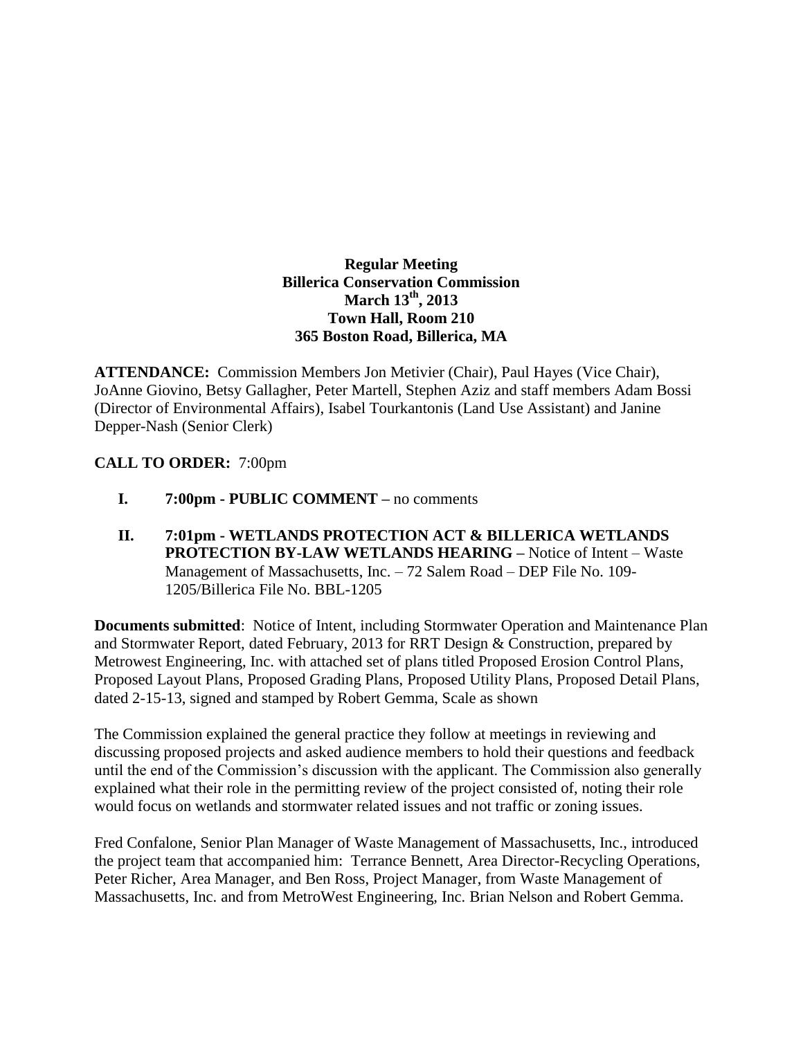**Regular Meeting**
**Billerica Conservation Commission**
**March 13th, 2013**
**Town Hall, Room 210**
**365 Boston Road, Billerica, MA**

**ATTENDANCE:** Commission Members Jon Metivier (Chair), Paul Hayes (Vice Chair), JoAnne Giovino, Betsy Gallagher, Peter Martell, Stephen Aziz and staff members Adam Bossi (Director of Environmental Affairs), Isabel Tourkantonis (Land Use Assistant) and Janine Depper-Nash (Senior Clerk)

**CALL TO ORDER:** 7:00pm

- **I. 7:00pm - PUBLIC COMMENT –** no comments

- **II. 7:01pm - WETLANDS PROTECTION ACT & BILLERICA WETLANDS PROTECTION BY-LAW WETLANDS HEARING –** Notice of Intent – Waste Management of Massachusetts, Inc. – 72 Salem Road – DEP File No. 109-1205/Billerica File No. BBL-1205

**Documents submitted**: Notice of Intent, including Stormwater Operation and Maintenance Plan and Stormwater Report, dated February, 2013 for RRT Design & Construction, prepared by Metrowest Engineering, Inc. with attached set of plans titled Proposed Erosion Control Plans, Proposed Layout Plans, Proposed Grading Plans, Proposed Utility Plans, Proposed Detail Plans, dated 2-15-13, signed and stamped by Robert Gemma, Scale as shown

The Commission explained the general practice they follow at meetings in reviewing and discussing proposed projects and asked audience members to hold their questions and feedback until the end of the Commission's discussion with the applicant. The Commission also generally explained what their role in the permitting review of the project consisted of, noting their role would focus on wetlands and stormwater related issues and not traffic or zoning issues.

Fred Confalone, Senior Plan Manager of Waste Management of Massachusetts, Inc., introduced the project team that accompanied him: Terrance Bennett, Area Director-Recycling Operations, Peter Richer, Area Manager, and Ben Ross, Project Manager, from Waste Management of Massachusetts, Inc. and from MetroWest Engineering, Inc. Brian Nelson and Robert Gemma.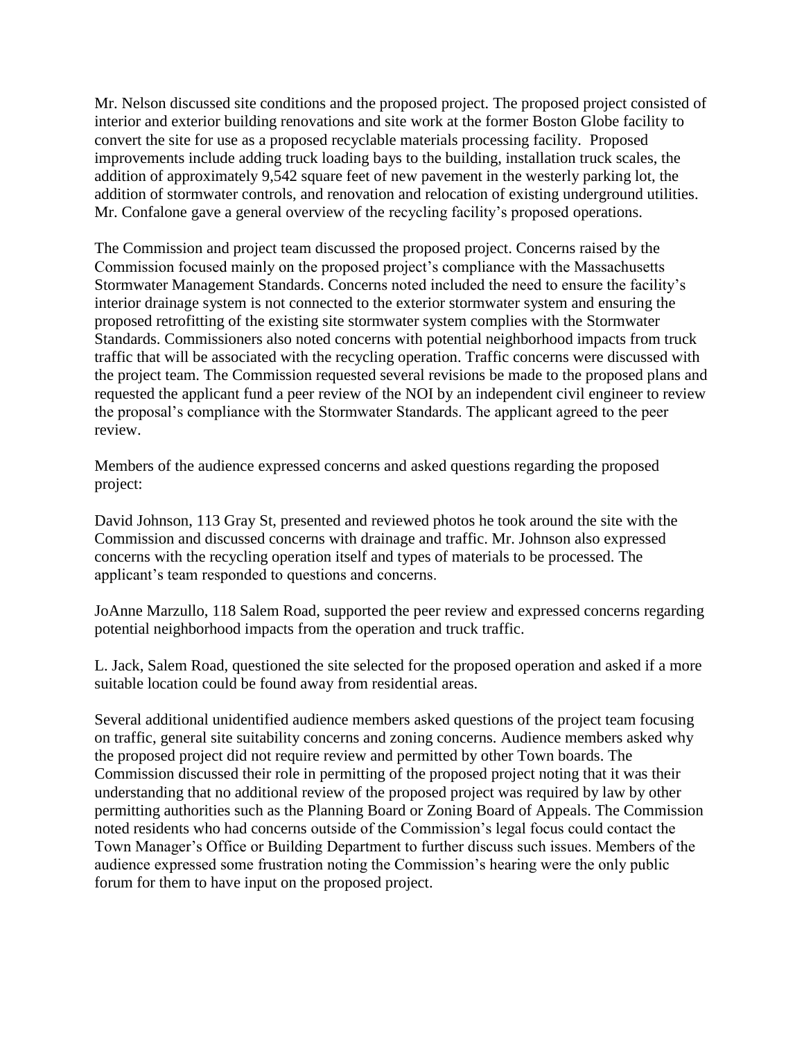Mr. Nelson discussed site conditions and the proposed project. The proposed project consisted of interior and exterior building renovations and site work at the former Boston Globe facility to convert the site for use as a proposed recyclable materials processing facility. Proposed improvements include adding truck loading bays to the building, installation truck scales, the addition of approximately 9,542 square feet of new pavement in the westerly parking lot, the addition of stormwater controls, and renovation and relocation of existing underground utilities. Mr. Confalone gave a general overview of the recycling facility's proposed operations.

The Commission and project team discussed the proposed project. Concerns raised by the Commission focused mainly on the proposed project's compliance with the Massachusetts Stormwater Management Standards. Concerns noted included the need to ensure the facility's interior drainage system is not connected to the exterior stormwater system and ensuring the proposed retrofitting of the existing site stormwater system complies with the Stormwater Standards. Commissioners also noted concerns with potential neighborhood impacts from truck traffic that will be associated with the recycling operation. Traffic concerns were discussed with the project team. The Commission requested several revisions be made to the proposed plans and requested the applicant fund a peer review of the NOI by an independent civil engineer to review the proposal's compliance with the Stormwater Standards. The applicant agreed to the peer review.

Members of the audience expressed concerns and asked questions regarding the proposed project:

David Johnson, 113 Gray St, presented and reviewed photos he took around the site with the Commission and discussed concerns with drainage and traffic. Mr. Johnson also expressed concerns with the recycling operation itself and types of materials to be processed. The applicant's team responded to questions and concerns.

JoAnne Marzullo, 118 Salem Road, supported the peer review and expressed concerns regarding potential neighborhood impacts from the operation and truck traffic.

L. Jack, Salem Road, questioned the site selected for the proposed operation and asked if a more suitable location could be found away from residential areas.

Several additional unidentified audience members asked questions of the project team focusing on traffic, general site suitability concerns and zoning concerns. Audience members asked why the proposed project did not require review and permitted by other Town boards. The Commission discussed their role in permitting of the proposed project noting that it was their understanding that no additional review of the proposed project was required by law by other permitting authorities such as the Planning Board or Zoning Board of Appeals. The Commission noted residents who had concerns outside of the Commission's legal focus could contact the Town Manager's Office or Building Department to further discuss such issues. Members of the audience expressed some frustration noting the Commission's hearing were the only public forum for them to have input on the proposed project.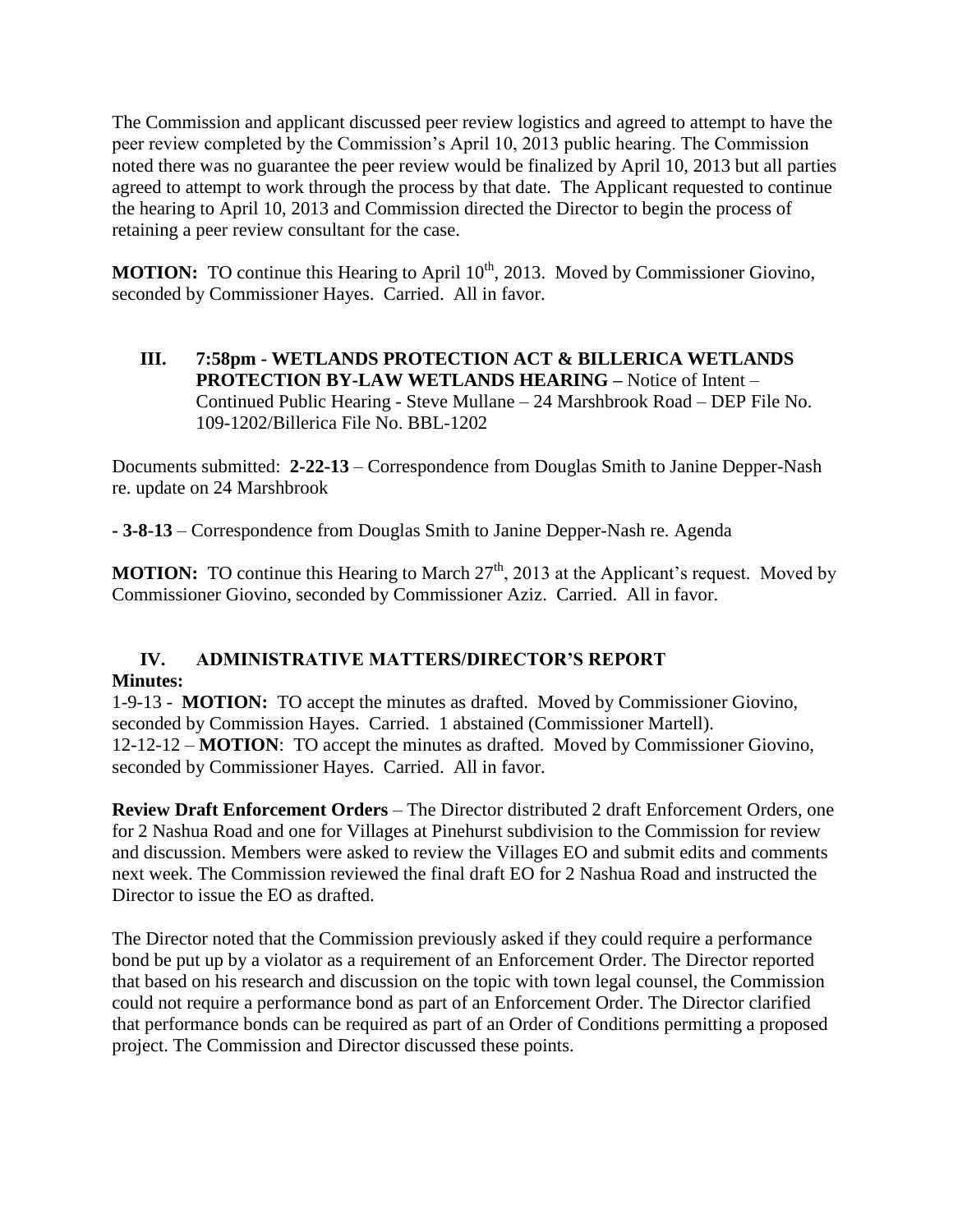The Commission and applicant discussed peer review logistics and agreed to attempt to have the peer review completed by the Commission's April 10, 2013 public hearing. The Commission noted there was no guarantee the peer review would be finalized by April 10, 2013 but all parties agreed to attempt to work through the process by that date. The Applicant requested to continue the hearing to April 10, 2013 and Commission directed the Director to begin the process of retaining a peer review consultant for the case.

**MOTION:** TO continue this Hearing to April 10th, 2013. Moved by Commissioner Giovino, seconded by Commissioner Hayes. Carried. All in favor.

### III. 7:58pm - WETLANDS PROTECTION ACT & BILLERICA WETLANDS PROTECTION BY-LAW WETLANDS HEARING – Notice of Intent – Continued Public Hearing - Steve Mullane – 24 Marshbrook Road – DEP File No. 109-1202/Billerica File No. BBL-1202

Documents submitted: **2-22-13** – Correspondence from Douglas Smith to Janine Depper-Nash re. update on 24 Marshbrook

**- 3-8-13** – Correspondence from Douglas Smith to Janine Depper-Nash re. Agenda

**MOTION:** TO continue this Hearing to March 27th, 2013 at the Applicant's request. Moved by Commissioner Giovino, seconded by Commissioner Aziz. Carried. All in favor.

### IV. ADMINISTRATIVE MATTERS/DIRECTOR'S REPORT

**Minutes:**

1-9-13 - **MOTION:** TO accept the minutes as drafted. Moved by Commissioner Giovino, seconded by Commission Hayes. Carried. 1 abstained (Commissioner Martell).
12-12-12 – **MOTION**: TO accept the minutes as drafted. Moved by Commissioner Giovino, seconded by Commissioner Hayes. Carried. All in favor.

**Review Draft Enforcement Orders** – The Director distributed 2 draft Enforcement Orders, one for 2 Nashua Road and one for Villages at Pinehurst subdivision to the Commission for review and discussion. Members were asked to review the Villages EO and submit edits and comments next week. The Commission reviewed the final draft EO for 2 Nashua Road and instructed the Director to issue the EO as drafted.

The Director noted that the Commission previously asked if they could require a performance bond be put up by a violator as a requirement of an Enforcement Order. The Director reported that based on his research and discussion on the topic with town legal counsel, the Commission could not require a performance bond as part of an Enforcement Order. The Director clarified that performance bonds can be required as part of an Order of Conditions permitting a proposed project. The Commission and Director discussed these points.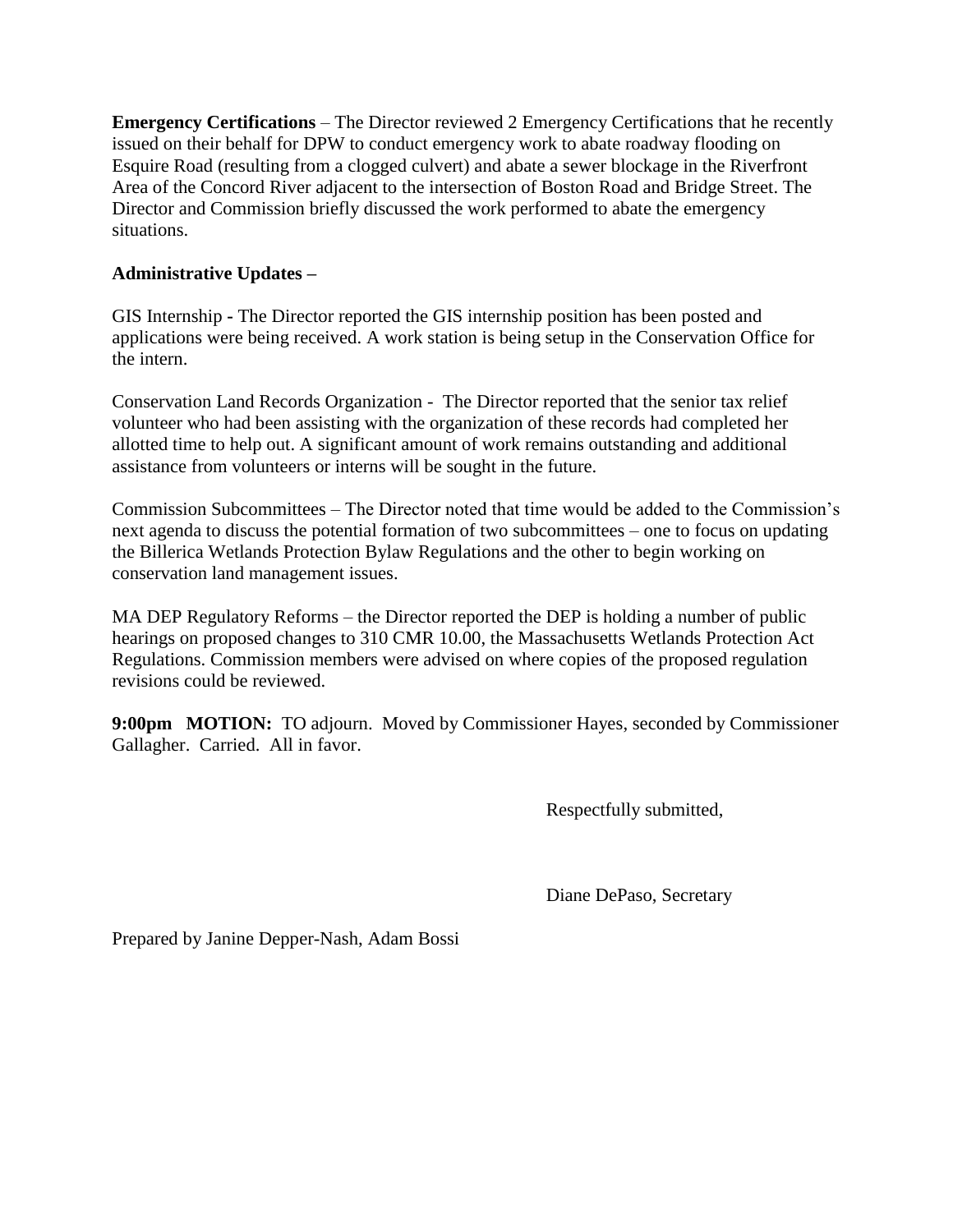**Emergency Certifications** – The Director reviewed 2 Emergency Certifications that he recently issued on their behalf for DPW to conduct emergency work to abate roadway flooding on Esquire Road (resulting from a clogged culvert) and abate a sewer blockage in the Riverfront Area of the Concord River adjacent to the intersection of Boston Road and Bridge Street. The Director and Commission briefly discussed the work performed to abate the emergency situations.

**Administrative Updates –**

GIS Internship - The Director reported the GIS internship position has been posted and applications were being received. A work station is being setup in the Conservation Office for the intern.

Conservation Land Records Organization - The Director reported that the senior tax relief volunteer who had been assisting with the organization of these records had completed her allotted time to help out. A significant amount of work remains outstanding and additional assistance from volunteers or interns will be sought in the future.

Commission Subcommittees – The Director noted that time would be added to the Commission's next agenda to discuss the potential formation of two subcommittees – one to focus on updating the Billerica Wetlands Protection Bylaw Regulations and the other to begin working on conservation land management issues.

MA DEP Regulatory Reforms – the Director reported the DEP is holding a number of public hearings on proposed changes to 310 CMR 10.00, the Massachusetts Wetlands Protection Act Regulations. Commission members were advised on where copies of the proposed regulation revisions could be reviewed.

**9:00pm MOTION:** TO adjourn. Moved by Commissioner Hayes, seconded by Commissioner Gallagher. Carried. All in favor.

Respectfully submitted,

Diane DePaso, Secretary

Prepared by Janine Depper-Nash, Adam Bossi